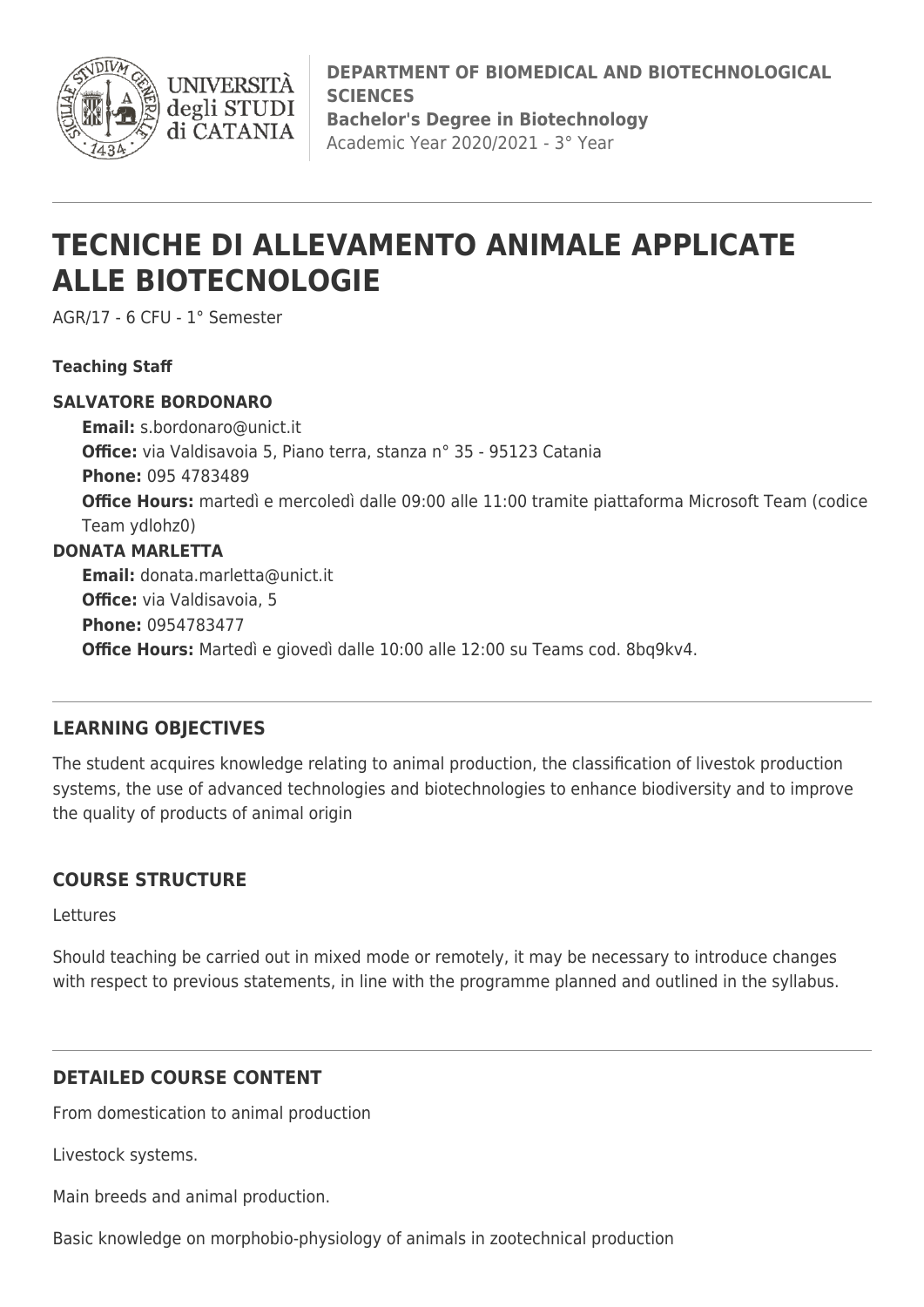**DEPARTMENT OF BIOMEDICAL AND BIOTECHNOLOGICAL SCIENCES**
**Bachelor's Degree in Biotechnology**
Academic Year 2020/2021 - 3° Year

# TECNICHE DI ALLEVAMENTO ANIMALE APPLICATE ALLE BIOTECNOLOGIE

AGR/17 - 6 CFU - 1° Semester

**Teaching Staff**

**SALVATORE BORDONARO**

**Email:** s.bordonaro@unict.it
**Office:** via Valdisavoia 5, Piano terra, stanza n° 35 - 95123 Catania
**Phone:** 095 4783489
**Office Hours:** martedì e mercoledì dalle 09:00 alle 11:00 tramite piattaforma Microsoft Team (codice Team ydlohz0)

**DONATA MARLETTA**

**Email:** donata.marletta@unict.it
**Office:** via Valdisavoia, 5
**Phone:** 0954783477
**Office Hours:** Martedì e giovedì dalle 10:00 alle 12:00 su Teams cod. 8bq9kv4.

## LEARNING OBJECTIVES

The student acquires knowledge relating to animal production, the classification of livestok production systems, the use of advanced technologies and biotechnologies to enhance biodiversity and to improve the quality of products of animal origin

## COURSE STRUCTURE

Lettures

Should teaching be carried out in mixed mode or remotely, it may be necessary to introduce changes with respect to previous statements, in line with the programme planned and outlined in the syllabus.

## DETAILED COURSE CONTENT

From domestication to animal production

Livestock systems.

Main breeds and animal production.

Basic knowledge on morphobio-physiology of animals in zootechnical production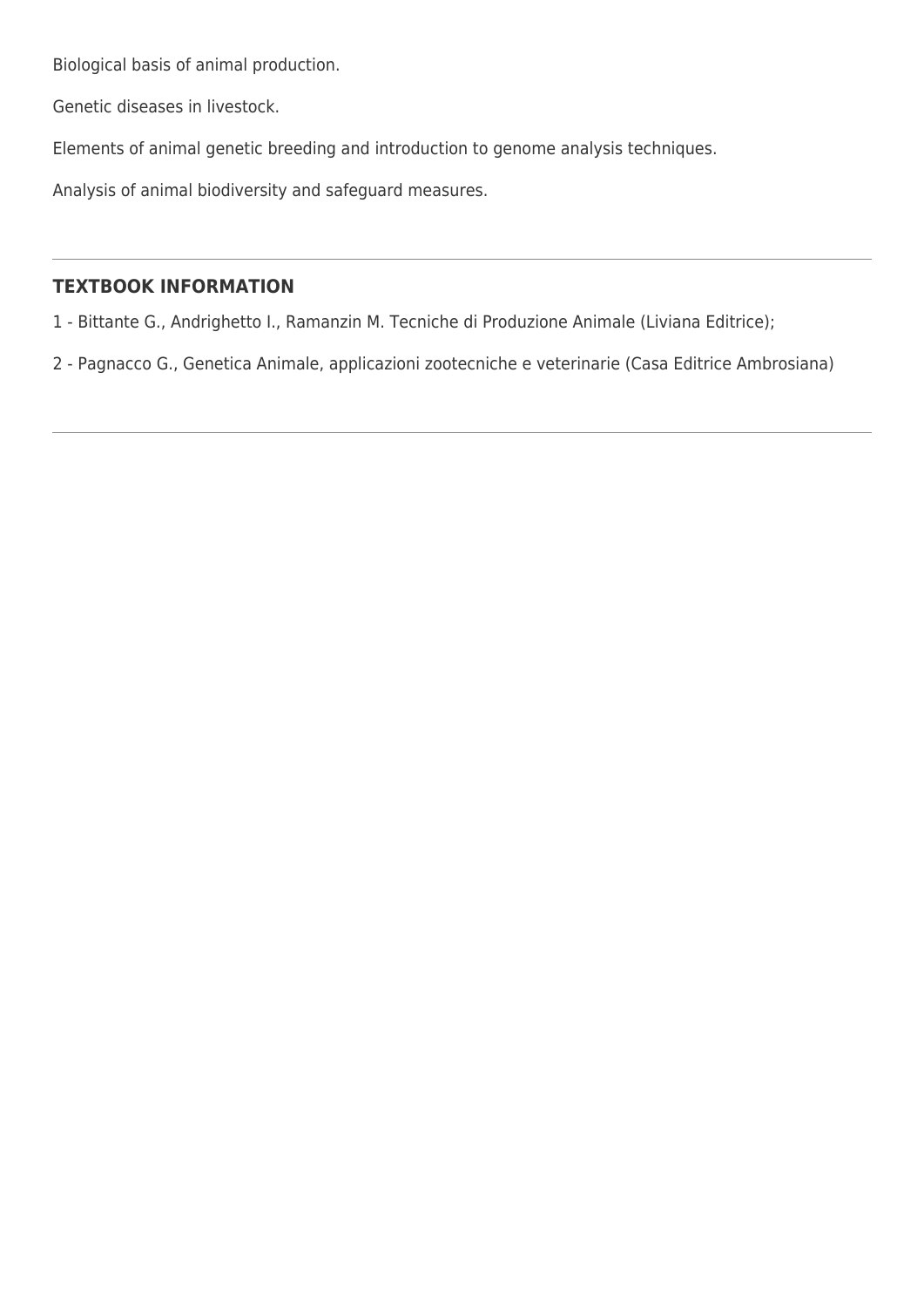Biological basis of animal production.

Genetic diseases in livestock.

Elements of animal genetic breeding and introduction to genome analysis techniques.

Analysis of animal biodiversity and safeguard measures.

---

## TEXTBOOK INFORMATION

1 - Bittante G., Andrighetto I., Ramanzin M. Tecniche di Produzione Animale (Liviana Editrice);

2 - Pagnacco G., Genetica Animale, applicazioni zootecniche e veterinarie (Casa Editrice Ambrosiana)

---